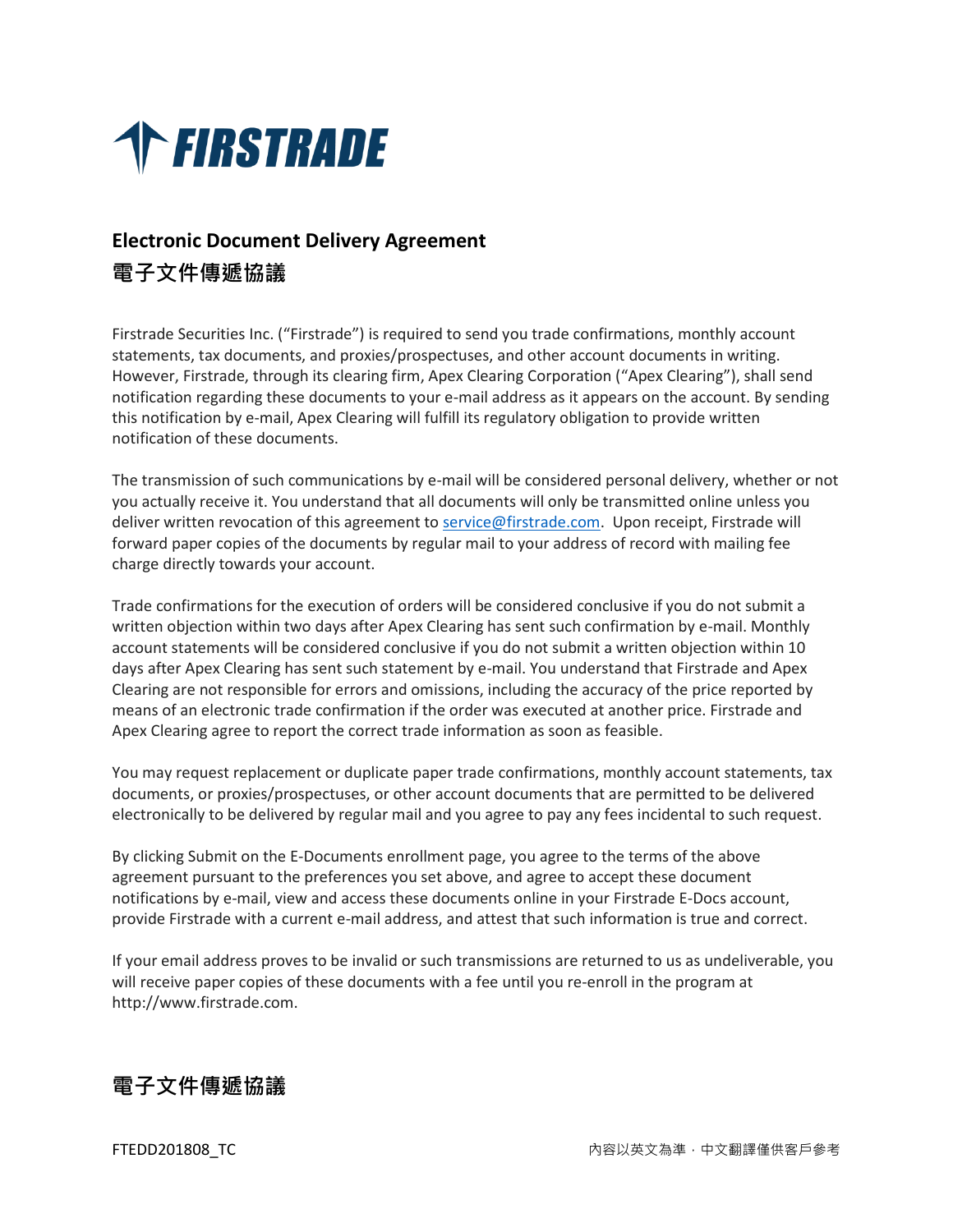FIRSTRADE

## Electronic Document Delivery Agreement

## 電子文件傳遞協議

Firstrade Securities Inc. ("Firstrade") is required to send you trade confirmations, monthly account statements, tax documents, and proxies/prospectuses, and other account documents in writing. However, Firstrade, through its clearing firm, Apex Clearing Corporation ("Apex Clearing"), shall send notification regarding these documents to your e-mail address as it appears on the account. By sending this notification by e-mail, Apex Clearing will fulfill its regulatory obligation to provide written notification of these documents.

The transmission of such communications by e-mail will be considered personal delivery, whether or not you actually receive it. You understand that all documents will only be transmitted online unless you deliver written revocation of this agreement to service@firstrade.com. Upon receipt, Firstrade will forward paper copies of the documents by regular mail to your address of record with mailing fee charge directly towards your account.

Trade confirmations for the execution of orders will be considered conclusive if you do not submit a written objection within two days after Apex Clearing has sent such confirmation by e-mail. Monthly account statements will be considered conclusive if you do not submit a written objection within 10 days after Apex Clearing has sent such statement by e-mail. You understand that Firstrade and Apex Clearing are not responsible for errors and omissions, including the accuracy of the price reported by means of an electronic trade confirmation if the order was executed at another price. Firstrade and Apex Clearing agree to report the correct trade information as soon as feasible.

You may request replacement or duplicate paper trade confirmations, monthly account statements, tax documents, or proxies/prospectuses, or other account documents that are permitted to be delivered electronically to be delivered by regular mail and you agree to pay any fees incidental to such request.

By clicking Submit on the E-Documents enrollment page, you agree to the terms of the above agreement pursuant to the preferences you set above, and agree to accept these document notifications by e-mail, view and access these documents online in your Firstrade E-Docs account, provide Firstrade with a current e-mail address, and attest that such information is true and correct.

If your email address proves to be invalid or such transmissions are returned to us as undeliverable, you will receive paper copies of these documents with a fee until you re-enroll in the program at http://www.firstrade.com.

## 電子文件傳遞協議

FTEDD201808_TC

內容以英文為準，中文翻譯僅供客戶參考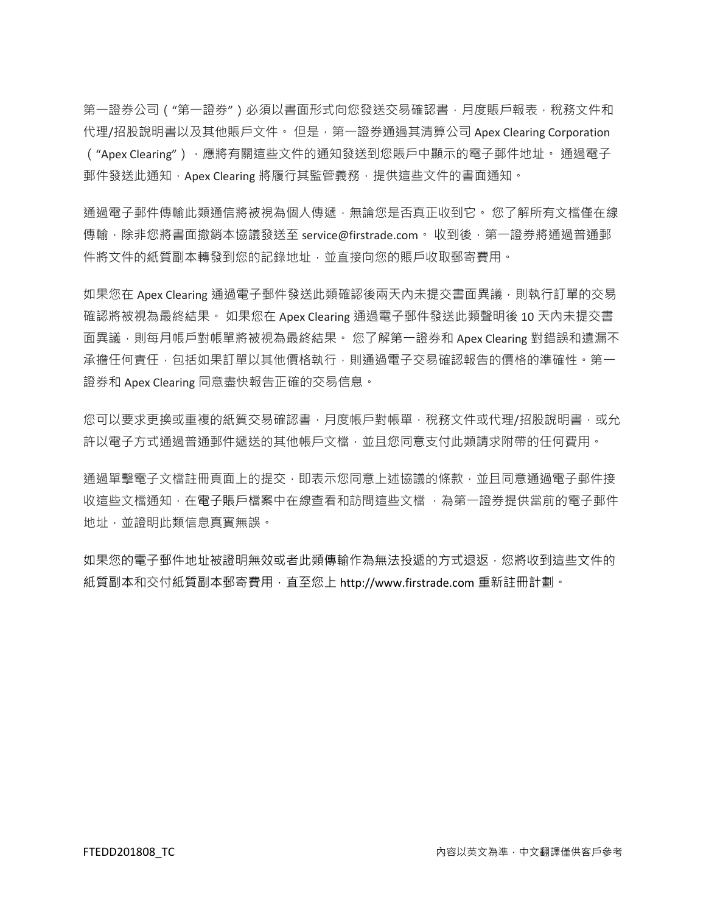第一證券公司（“第一證券”）必須以書面形式向您發送交易確認書，月度賬戶報表，稅務文件和代理/招股說明書以及其他賬戶文件。 但是，第一證券通過其清算公司 Apex Clearing Corporation（“Apex Clearing”），應將有關這些文件的通知發送到您賬戶中顯示的電子郵件地址。 通過電子郵件發送此通知，Apex Clearing 將履行其監管義務，提供這些文件的書面通知。

通過電子郵件傳輸此類通信將被視為個人傳遞，無論您是否真正收到它。 您了解所有文檔僅在線傳輸，除非您將書面撤銷本協議發送至 service@firstrade.com。 收到後，第一證券將通過普通郵件將文件的紙質副本轉發到您的記錄地址，並直接向您的賬戶收取郵寄費用。

如果您在 Apex Clearing 通過電子郵件發送此類確認後兩天內未提交書面異議，則執行訂單的交易確認將被視為最終結果。 如果您在 Apex Clearing 通過電子郵件發送此類聲明後 10 天內未提交書面異議，則每月帳戶對帳單將被視為最終結果。 您了解第一證券和 Apex Clearing 對錯誤和遺漏不承擔任何責任，包括如果訂單以其他價格執行，則通過電子交易確認報告的價格的準確性。第一證券和 Apex Clearing 同意盡快報告正確的交易信息。

您可以要求更換或重複的紙質交易確認書，月度帳戶對帳單，稅務文件或代理/招股說明書，或允許以電子方式通過普通郵件遞送的其他帳戶文檔，並且您同意支付此類請求附帶的任何費用。

通過單擊電子文檔註冊頁面上的提交，即表示您同意上述協議的條款，並且同意通過電子郵件接收這些文檔通知，在電子賬戶檔案中在線查看和訪問這些文檔 ，為第一證券提供當前的電子郵件地址，並證明此類信息真實無誤。

如果您的電子郵件地址被證明無效或者此類傳輸作為無法投遞的方式退返，您將收到這些文件的紙質副本和交付紙質副本郵寄費用，直至您上 http://www.firstrade.com 重新註冊計劃。

FTEDD201808_TC 內容以英文為準，中文翻譯僅供客戶參考